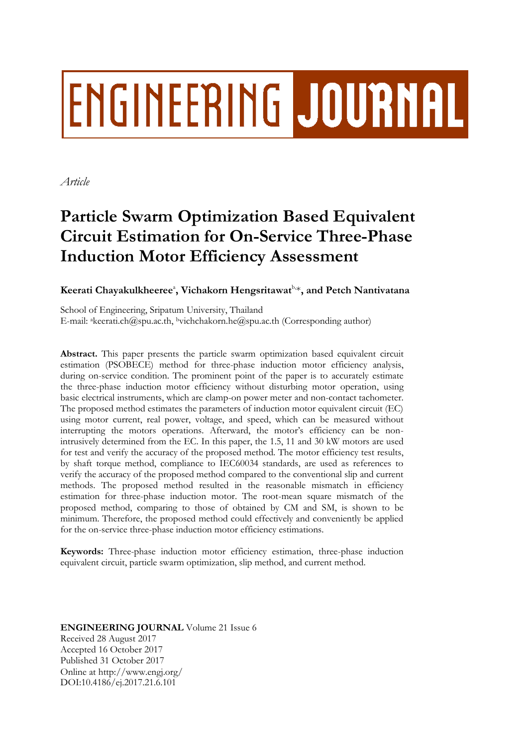# ENGINEERING JOURNAL

*Article*

# Particle Swarm Optimization Based Equivalent Circuit Estimation for On-Service Three-Phase Induction Motor Efficiency Assessment

**Keerati Chayakulkheeree[a], Vichakorn Hengsritawat[b,*], and Petch Nantivatana**

School of Engineering, Sripatum University, Thailand
E-mail: [a]keerati.ch@spu.ac.th, [b]vichchakorn.he@spu.ac.th (Corresponding author)

**Abstract.** This paper presents the particle swarm optimization based equivalent circuit estimation (PSOBECE) method for three-phase induction motor efficiency analysis, during on-service condition. The prominent point of the paper is to accurately estimate the three-phase induction motor efficiency without disturbing motor operation, using basic electrical instruments, which are clamp-on power meter and non-contact tachometer. The proposed method estimates the parameters of induction motor equivalent circuit (EC) using motor current, real power, voltage, and speed, which can be measured without interrupting the motors operations. Afterward, the motor's efficiency can be non-intrusively determined from the EC. In this paper, the 1.5, 11 and 30 kW motors are used for test and verify the accuracy of the proposed method. The motor efficiency test results, by shaft torque method, compliance to IEC60034 standards, are used as references to verify the accuracy of the proposed method compared to the conventional slip and current methods. The proposed method resulted in the reasonable mismatch in efficiency estimation for three-phase induction motor. The root-mean square mismatch of the proposed method, comparing to those of obtained by CM and SM, is shown to be minimum. Therefore, the proposed method could effectively and conveniently be applied for the on-service three-phase induction motor efficiency estimations.

**Keywords:** Three-phase induction motor efficiency estimation, three-phase induction equivalent circuit, particle swarm optimization, slip method, and current method.

**ENGINEERING JOURNAL** Volume 21 Issue 6
Received 28 August 2017
Accepted 16 October 2017
Published 31 October 2017
Online at http://www.engj.org/
DOI:10.4186/ej.2017.21.6.101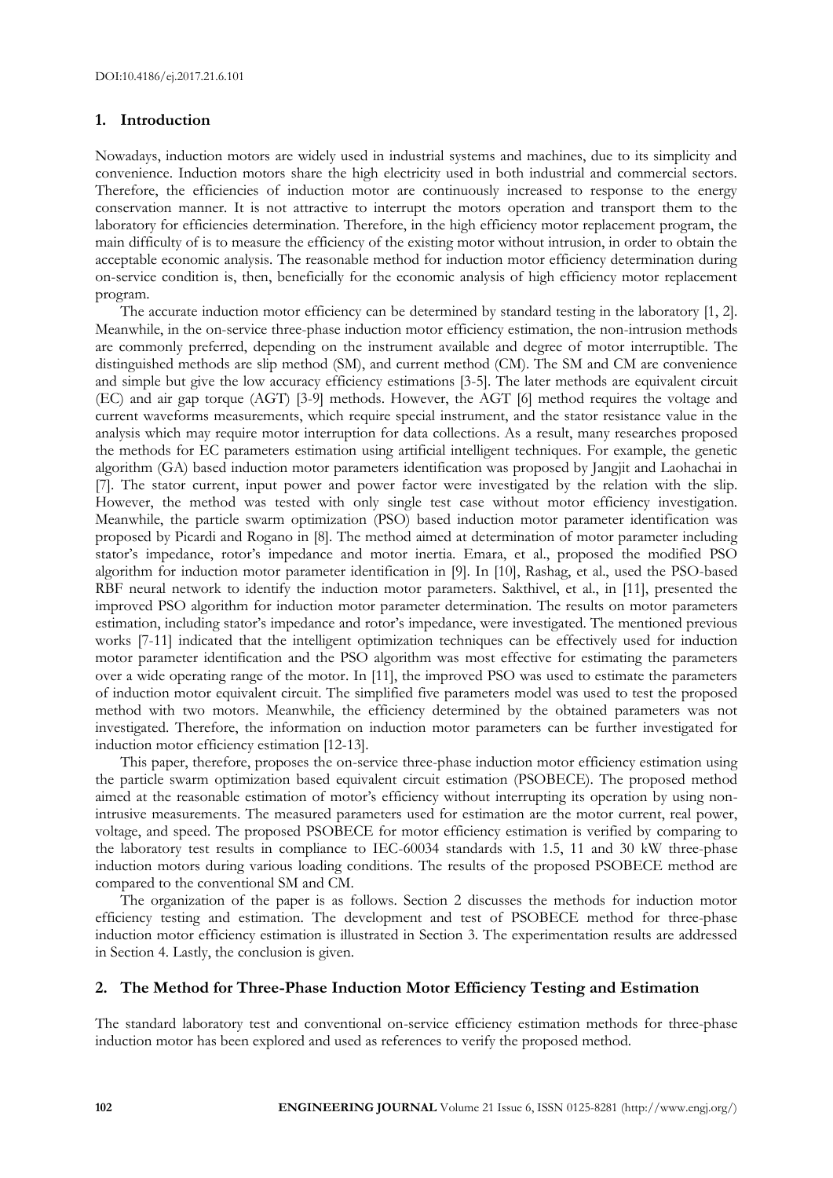## 1. Introduction

Nowadays, induction motors are widely used in industrial systems and machines, due to its simplicity and convenience. Induction motors share the high electricity used in both industrial and commercial sectors. Therefore, the efficiencies of induction motor are continuously increased to response to the energy conservation manner. It is not attractive to interrupt the motors operation and transport them to the laboratory for efficiencies determination. Therefore, in the high efficiency motor replacement program, the main difficulty of is to measure the efficiency of the existing motor without intrusion, in order to obtain the acceptable economic analysis. The reasonable method for induction motor efficiency determination during on-service condition is, then, beneficially for the economic analysis of high efficiency motor replacement program.

The accurate induction motor efficiency can be determined by standard testing in the laboratory [1, 2]. Meanwhile, in the on-service three-phase induction motor efficiency estimation, the non-intrusion methods are commonly preferred, depending on the instrument available and degree of motor interruptible. The distinguished methods are slip method (SM), and current method (CM). The SM and CM are convenience and simple but give the low accuracy efficiency estimations [3-5]. The later methods are equivalent circuit (EC) and air gap torque (AGT) [3-9] methods. However, the AGT [6] method requires the voltage and current waveforms measurements, which require special instrument, and the stator resistance value in the analysis which may require motor interruption for data collections. As a result, many researches proposed the methods for EC parameters estimation using artificial intelligent techniques. For example, the genetic algorithm (GA) based induction motor parameters identification was proposed by Jangjit and Laohachai in [7]. The stator current, input power and power factor were investigated by the relation with the slip. However, the method was tested with only single test case without motor efficiency investigation. Meanwhile, the particle swarm optimization (PSO) based induction motor parameter identification was proposed by Picardi and Rogano in [8]. The method aimed at determination of motor parameter including stator's impedance, rotor's impedance and motor inertia. Emara, et al., proposed the modified PSO algorithm for induction motor parameter identification in [9]. In [10], Rashag, et al., used the PSO-based RBF neural network to identify the induction motor parameters. Sakthivel, et al., in [11], presented the improved PSO algorithm for induction motor parameter determination. The results on motor parameters estimation, including stator's impedance and rotor's impedance, were investigated. The mentioned previous works [7-11] indicated that the intelligent optimization techniques can be effectively used for induction motor parameter identification and the PSO algorithm was most effective for estimating the parameters over a wide operating range of the motor. In [11], the improved PSO was used to estimate the parameters of induction motor equivalent circuit. The simplified five parameters model was used to test the proposed method with two motors. Meanwhile, the efficiency determined by the obtained parameters was not investigated. Therefore, the information on induction motor parameters can be further investigated for induction motor efficiency estimation [12-13].

This paper, therefore, proposes the on-service three-phase induction motor efficiency estimation using the particle swarm optimization based equivalent circuit estimation (PSOBECE). The proposed method aimed at the reasonable estimation of motor's efficiency without interrupting its operation by using non-intrusive measurements. The measured parameters used for estimation are the motor current, real power, voltage, and speed. The proposed PSOBECE for motor efficiency estimation is verified by comparing to the laboratory test results in compliance to IEC-60034 standards with 1.5, 11 and 30 kW three-phase induction motors during various loading conditions. The results of the proposed PSOBECE method are compared to the conventional SM and CM.

The organization of the paper is as follows. Section 2 discusses the methods for induction motor efficiency testing and estimation. The development and test of PSOBECE method for three-phase induction motor efficiency estimation is illustrated in Section 3. The experimentation results are addressed in Section 4. Lastly, the conclusion is given.

## 2. The Method for Three-Phase Induction Motor Efficiency Testing and Estimation

The standard laboratory test and conventional on-service efficiency estimation methods for three-phase induction motor has been explored and used as references to verify the proposed method.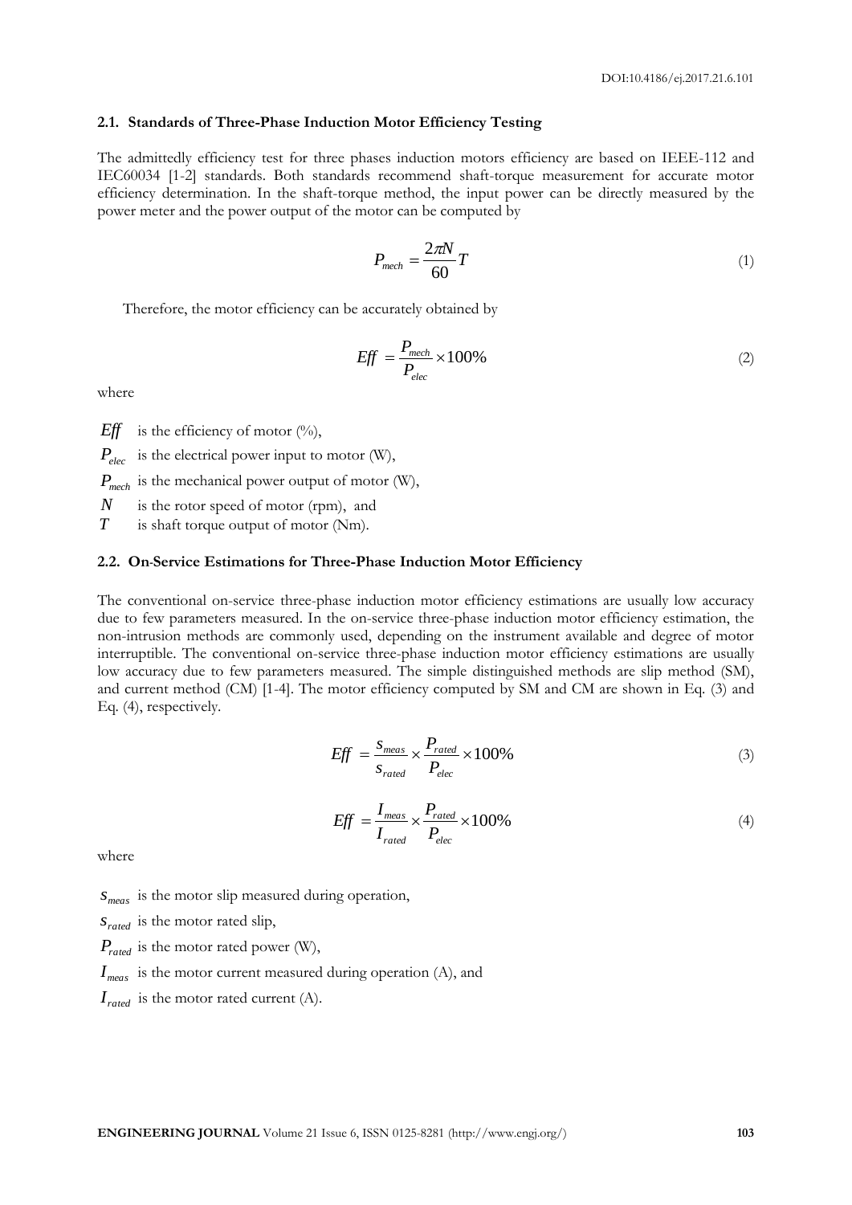### 2.1. Standards of Three-Phase Induction Motor Efficiency Testing

The admittedly efficiency test for three phases induction motors efficiency are based on IEEE-112 and IEC60034 [1-2] standards. Both standards recommend shaft-torque measurement for accurate motor efficiency determination. In the shaft-torque method, the input power can be directly measured by the power meter and the power output of the motor can be computed by

$$P_{mech} = \frac{2\pi N}{60} T \tag{1}$$

Therefore, the motor efficiency can be accurately obtained by

$$Eff = \frac{P_{mech}}{P_{elec}} \times 100\% \tag{2}$$

where

$Eff$ is the efficiency of motor (%),

$P_{elec}$ is the electrical power input to motor (W),

$P_{mech}$ is the mechanical power output of motor (W),

$N$ is the rotor speed of motor (rpm), and

$T$ is shaft torque output of motor (Nm).

### 2.2. On-Service Estimations for Three-Phase Induction Motor Efficiency

The conventional on-service three-phase induction motor efficiency estimations are usually low accuracy due to few parameters measured. In the on-service three-phase induction motor efficiency estimation, the non-intrusion methods are commonly used, depending on the instrument available and degree of motor interruptible. The conventional on-service three-phase induction motor efficiency estimations are usually low accuracy due to few parameters measured. The simple distinguished methods are slip method (SM), and current method (CM) [1-4]. The motor efficiency computed by SM and CM are shown in Eq. (3) and Eq. (4), respectively.

$$Eff = \frac{s_{meas}}{s_{rated}} \times \frac{P_{rated}}{P_{elec}} \times 100\% \tag{3}$$

$$Eff = \frac{I_{meas}}{I_{rated}} \times \frac{P_{rated}}{P_{elec}} \times 100\% \tag{4}$$

where

$s_{meas}$ is the motor slip measured during operation,

$s_{rated}$ is the motor rated slip,

$P_{rated}$ is the motor rated power (W),

$I_{meas}$ is the motor current measured during operation (A), and

$I_{rated}$ is the motor rated current (A).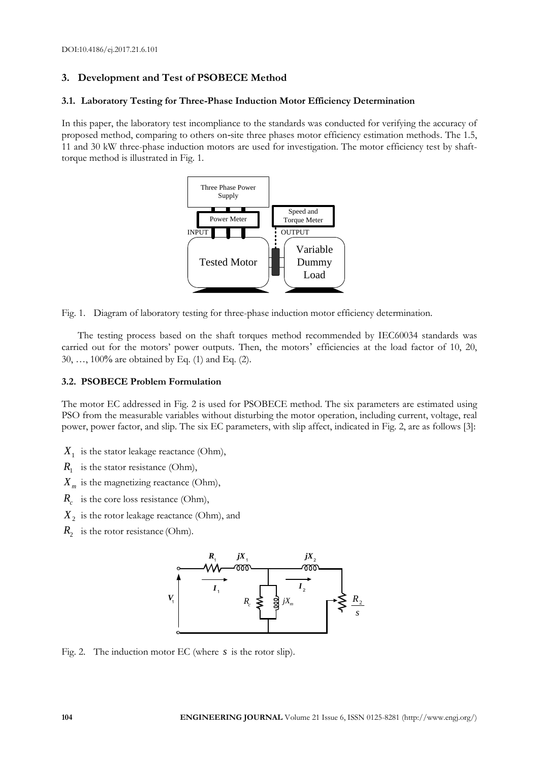## 3. Development and Test of PSOBECE Method

### 3.1. Laboratory Testing for Three-Phase Induction Motor Efficiency Determination

In this paper, the laboratory test incompliance to the standards was conducted for verifying the accuracy of proposed method, comparing to others on-site three phases motor efficiency estimation methods. The 1.5, 11 and 30 kW three-phase induction motors are used for investigation. The motor efficiency test by shaft-torque method is illustrated in Fig. 1.

Fig. 1. Diagram of laboratory testing for three-phase induction motor efficiency determination.

The testing process based on the shaft torques method recommended by IEC60034 standards was carried out for the motors' power outputs. Then, the motors' efficiencies at the load factor of 10, 20, 30, …, 100% are obtained by Eq. (1) and Eq. (2).

### 3.2. PSOBECE Problem Formulation

The motor EC addressed in Fig. 2 is used for PSOBECE method. The six parameters are estimated using PSO from the measurable variables without disturbing the motor operation, including current, voltage, real power, power factor, and slip. The six EC parameters, with slip affect, indicated in Fig. 2, are as follows [3]:

- $X_1$ is the stator leakage reactance (Ohm),
- $R_1$ is the stator resistance (Ohm),
- $X_m$ is the magnetizing reactance (Ohm),
- $R_c$ is the core loss resistance (Ohm),
- $X_2$ is the rotor leakage reactance (Ohm), and
- $R_2$ is the rotor resistance (Ohm).

Fig. 2. The induction motor EC (where $s$ is the rotor slip).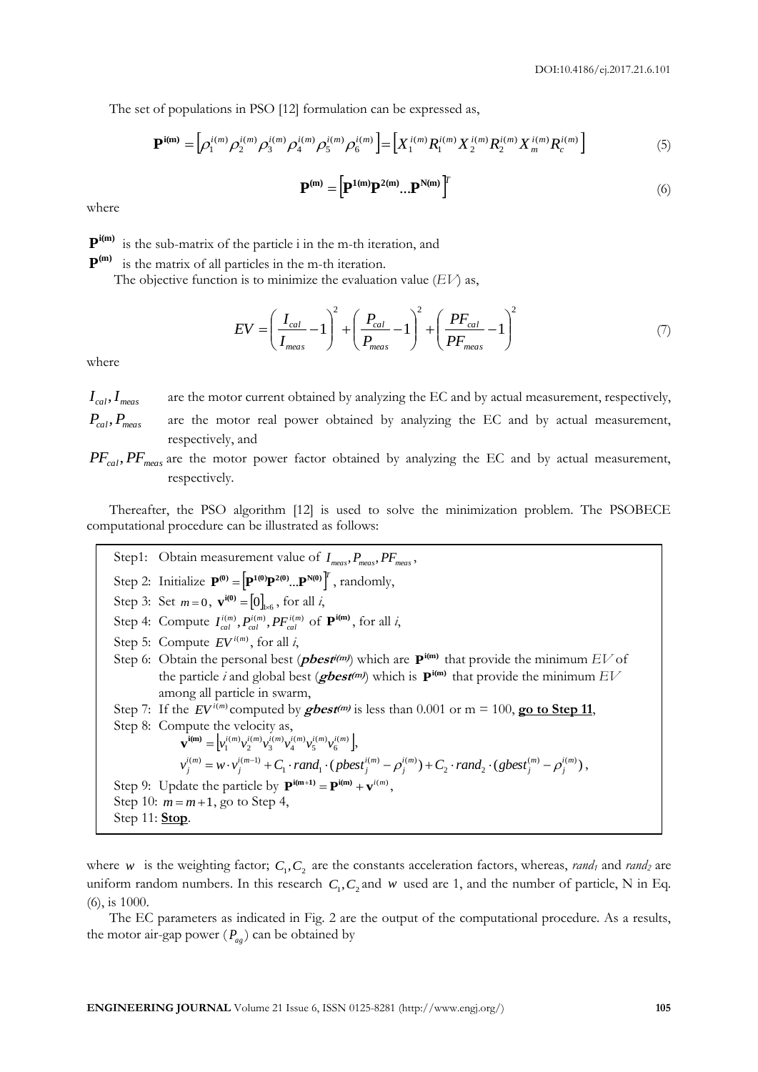The set of populations in PSO [12] formulation can be expressed as,

$$\mathbf{P}^{\mathbf{i(m)}} = \left[\rho_1^{i(m)} \rho_2^{i(m)} \rho_3^{i(m)} \rho_4^{i(m)} \rho_5^{i(m)} \rho_6^{i(m)}\right] = \left[X_1^{i(m)} R_1^{i(m)} X_2^{i(m)} R_2^{i(m)} X_m^{i(m)} R_c^{i(m)}\right] \tag{5}$$

$$\mathbf{P}^{\mathbf{(m)}} = \left[\mathbf{P}^{\mathbf{1(m)}} \mathbf{P}^{\mathbf{2(m)}} \ldots \mathbf{P}^{\mathbf{N(m)}}\right]^T \tag{6}$$

where

$\mathbf{P}^{\mathbf{i(m)}}$ is the sub-matrix of the particle i in the m-th iteration, and

$\mathbf{P}^{\mathbf{(m)}}$ is the matrix of all particles in the m-th iteration.

The objective function is to minimize the evaluation value ($EV$) as,

$$EV = \left(\frac{I_{cal}}{I_{meas}} - 1\right)^2 + \left(\frac{P_{cal}}{P_{meas}} - 1\right)^2 + \left(\frac{PF_{cal}}{PF_{meas}} - 1\right)^2 \tag{7}$$

where

$I_{cal}, I_{meas}$ are the motor current obtained by analyzing the EC and by actual measurement, respectively,

$P_{cal}, P_{meas}$ are the motor real power obtained by analyzing the EC and by actual measurement, respectively, and

$PF_{cal}, PF_{meas}$ are the motor power factor obtained by analyzing the EC and by actual measurement, respectively.

Thereafter, the PSO algorithm [12] is used to solve the minimization problem. The PSOBECE computational procedure can be illustrated as follows:

Step1: Obtain measurement value of $I_{meas}, P_{meas}, PF_{meas}$,

Step 2: Initialize $\mathbf{P}^{\mathbf{(0)}} = \left[\mathbf{P}^{\mathbf{1(0)}} \mathbf{P}^{\mathbf{2(0)}} \ldots \mathbf{P}^{\mathbf{N(0)}}\right]^T$, randomly,

Step 3: Set $m = 0$, $\mathbf{v}^{\mathbf{i(0)}} = [0]_{1\times 6}$, for all *i*,

Step 4: Compute $I_{cal}^{i(m)}, P_{cal}^{i(m)}, PF_{cal}^{i(m)}$ of $\mathbf{P}^{\mathbf{i(m)}}$, for all *i*,

Step 5: Compute $EV^{i(m)}$, for all *i*,

Step 6: Obtain the personal best (***pbest$^{i(m)}$***) which are $\mathbf{P}^{\mathbf{i(m)}}$ that provide the minimum $EV$ of the particle *i* and global best (***gbest$^{(m)}$***) which is $\mathbf{P}^{\mathbf{i(m)}}$ that provide the minimum $EV$ among all particle in swarm,

Step 7: If the $EV^{i(m)}$ computed by ***gbest$^{(m)}$*** is less than 0.001 or m = 100, **go to Step 11**,

Step 8: Compute the velocity as,

$$\mathbf{v}^{\mathbf{i(m)}} = \left[v_1^{i(m)} v_2^{i(m)} v_3^{i(m)} v_4^{i(m)} v_5^{i(m)} v_6^{i(m)}\right],$$

$$v_j^{i(m)} = w \cdot v_j^{i(m-1)} + C_1 \cdot rand_1 \cdot (pbest_j^{i(m)} - \rho_j^{i(m)}) + C_2 \cdot rand_2 \cdot (gbest_j^{(m)} - \rho_j^{i(m)}),$$

Step 9: Update the particle by $\mathbf{P}^{\mathbf{i(m+1)}} = \mathbf{P}^{\mathbf{i(m)}} + \mathbf{v}^{i(m)}$,

Step 10: $m = m + 1$, go to Step 4,

Step 11: **Stop**.

where $w$ is the weighting factor; $C_1, C_2$ are the constants acceleration factors, whereas, $rand_1$ and $rand_2$ are uniform random numbers. In this research $C_1, C_2$ and $w$ used are 1, and the number of particle, N in Eq. (6), is 1000.

The EC parameters as indicated in Fig. 2 are the output of the computational procedure. As a results, the motor air-gap power ($P_{ag}$) can be obtained by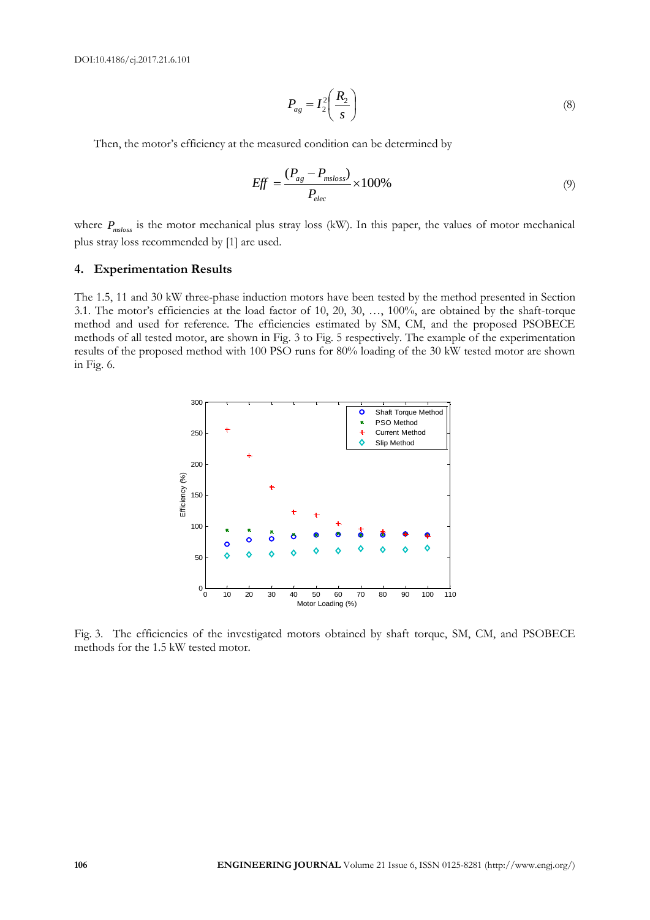$$P_{ag} = I_2^2\left(\frac{R_2}{s}\right) \tag{8}$$

Then, the motor's efficiency at the measured condition can be determined by

$$Eff = \frac{(P_{ag} - P_{msloss})}{P_{elec}} \times 100\% \tag{9}$$

where $P_{msloss}$ is the motor mechanical plus stray loss (kW). In this paper, the values of motor mechanical plus stray loss recommended by [1] are used.

## 4. Experimentation Results

The 1.5, 11 and 30 kW three-phase induction motors have been tested by the method presented in Section 3.1. The motor's efficiencies at the load factor of 10, 20, 30, …, 100%, are obtained by the shaft-torque method and used for reference. The efficiencies estimated by SM, CM, and the proposed PSOBECE methods of all tested motor, are shown in Fig. 3 to Fig. 5 respectively. The example of the experimentation results of the proposed method with 100 PSO runs for 80% loading of the 30 kW tested motor are shown in Fig. 6.

Fig. 3. The efficiencies of the investigated motors obtained by shaft torque, SM, CM, and PSOBECE methods for the 1.5 kW tested motor.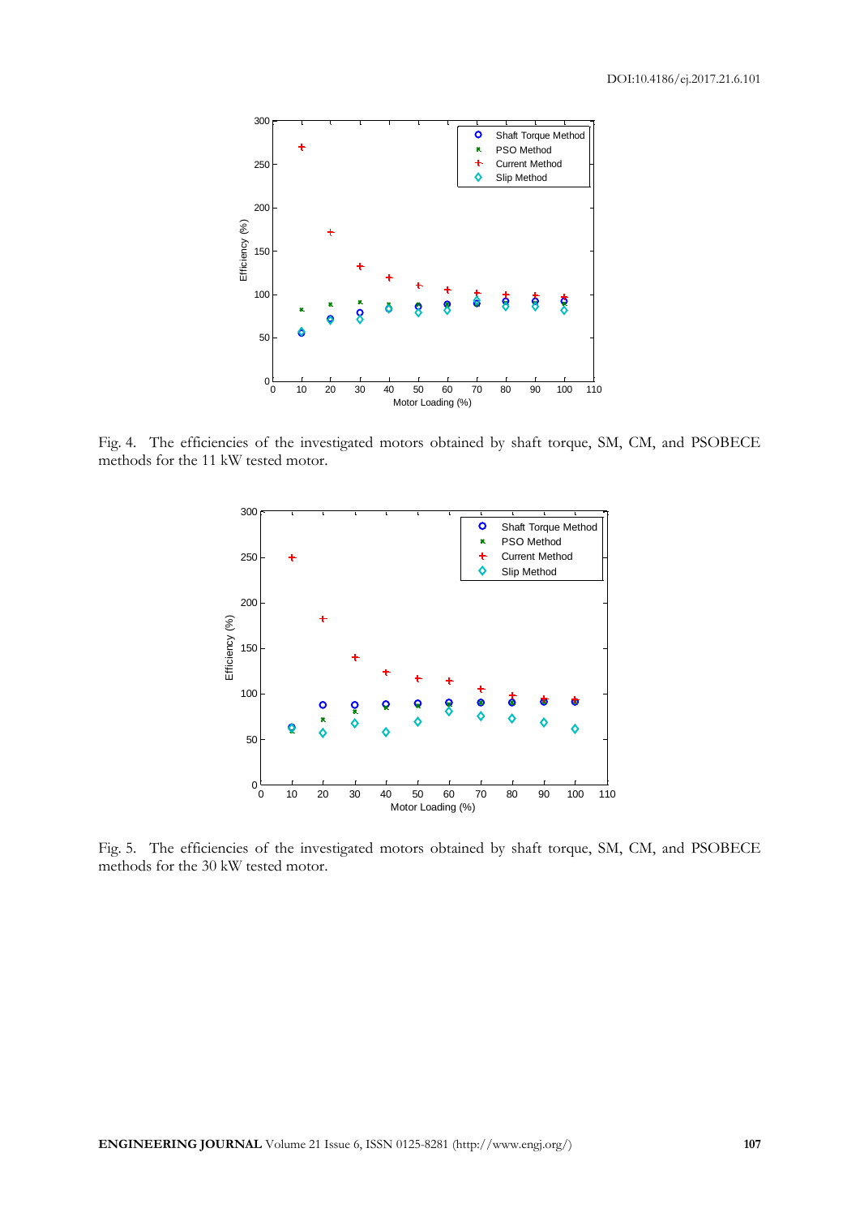Fig. 4. The efficiencies of the investigated motors obtained by shaft torque, SM, CM, and PSOBECE methods for the 11 kW tested motor.

Fig. 5. The efficiencies of the investigated motors obtained by shaft torque, SM, CM, and PSOBECE methods for the 30 kW tested motor.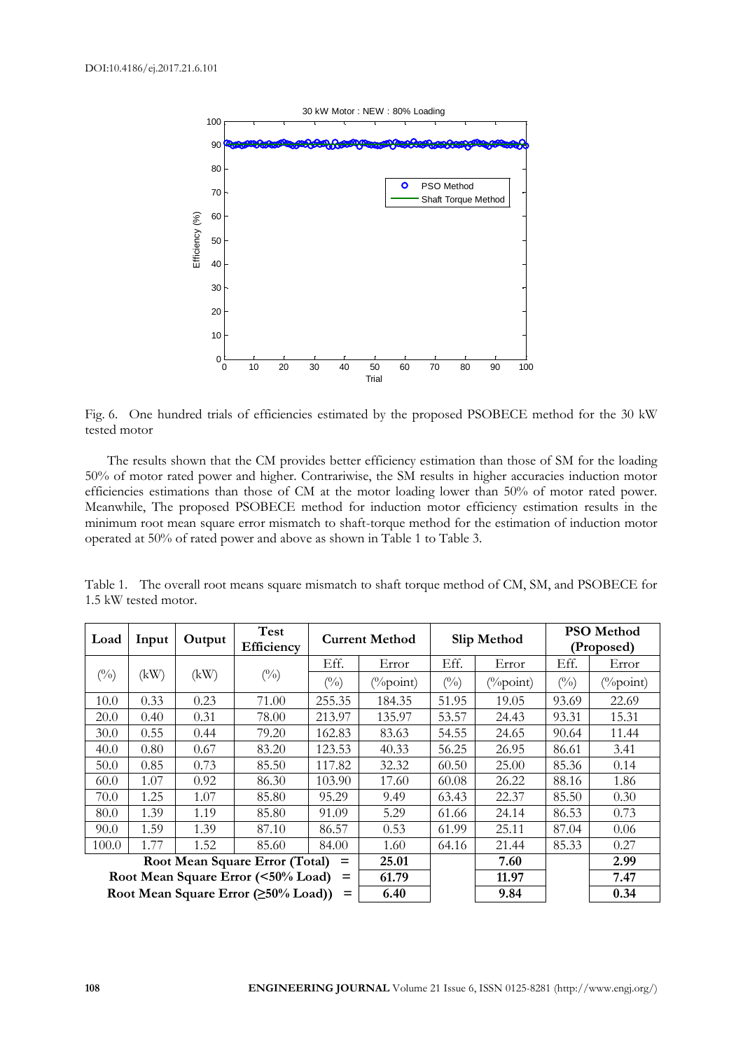Fig. 6. One hundred trials of efficiencies estimated by the proposed PSOBECE method for the 30 kW tested motor

The results shown that the CM provides better efficiency estimation than those of SM for the loading 50% of motor rated power and higher. Contrariwise, the SM results in higher accuracies induction motor efficiencies estimations than those of CM at the motor loading lower than 50% of motor rated power. Meanwhile, The proposed PSOBECE method for induction motor efficiency estimation results in the minimum root mean square error mismatch to shaft-torque method for the estimation of induction motor operated at 50% of rated power and above as shown in Table 1 to Table 3.

Table 1. The overall root means square mismatch to shaft torque method of CM, SM, and PSOBECE for 1.5 kW tested motor.

| **Load** | **Input** | **Output** | **Test Efficiency** | **Current Method** | | **Slip Method** | | **PSO Method (Proposed)** | |
|---|---|---|---|---|---|---|---|---|---|
| (%) | (kW) | (kW) | (%) | Eff. (%) | Error (%point) | Eff. (%) | Error (%point) | Eff. (%) | Error (%point) |
| 10.0 | 0.33 | 0.23 | 71.00 | 255.35 | 184.35 | 51.95 | 19.05 | 93.69 | 22.69 |
| 20.0 | 0.40 | 0.31 | 78.00 | 213.97 | 135.97 | 53.57 | 24.43 | 93.31 | 15.31 |
| 30.0 | 0.55 | 0.44 | 79.20 | 162.83 | 83.63 | 54.55 | 24.65 | 90.64 | 11.44 |
| 40.0 | 0.80 | 0.67 | 83.20 | 123.53 | 40.33 | 56.25 | 26.95 | 86.61 | 3.41 |
| 50.0 | 0.85 | 0.73 | 85.50 | 117.82 | 32.32 | 60.50 | 25.00 | 85.36 | 0.14 |
| 60.0 | 1.07 | 0.92 | 86.30 | 103.90 | 17.60 | 60.08 | 26.22 | 88.16 | 1.86 |
| 70.0 | 1.25 | 1.07 | 85.80 | 95.29 | 9.49 | 63.43 | 22.37 | 85.50 | 0.30 |
| 80.0 | 1.39 | 1.19 | 85.80 | 91.09 | 5.29 | 61.66 | 24.14 | 86.53 | 0.73 |
| 90.0 | 1.59 | 1.39 | 87.10 | 86.57 | 0.53 | 61.99 | 25.11 | 87.04 | 0.06 |
| 100.0 | 1.77 | 1.52 | 85.60 | 84.00 | 1.60 | 64.16 | 21.44 | 85.33 | 0.27 |
| **Root Mean Square Error (Total) =** | | | | | **25.01** | | **7.60** | | **2.99** |
| **Root Mean Square Error (<50% Load) =** | | | | | **61.79** | | **11.97** | | **7.47** |
| **Root Mean Square Error (≥50% Load)) =** | | | | | **6.40** | | **9.84** | | **0.34** |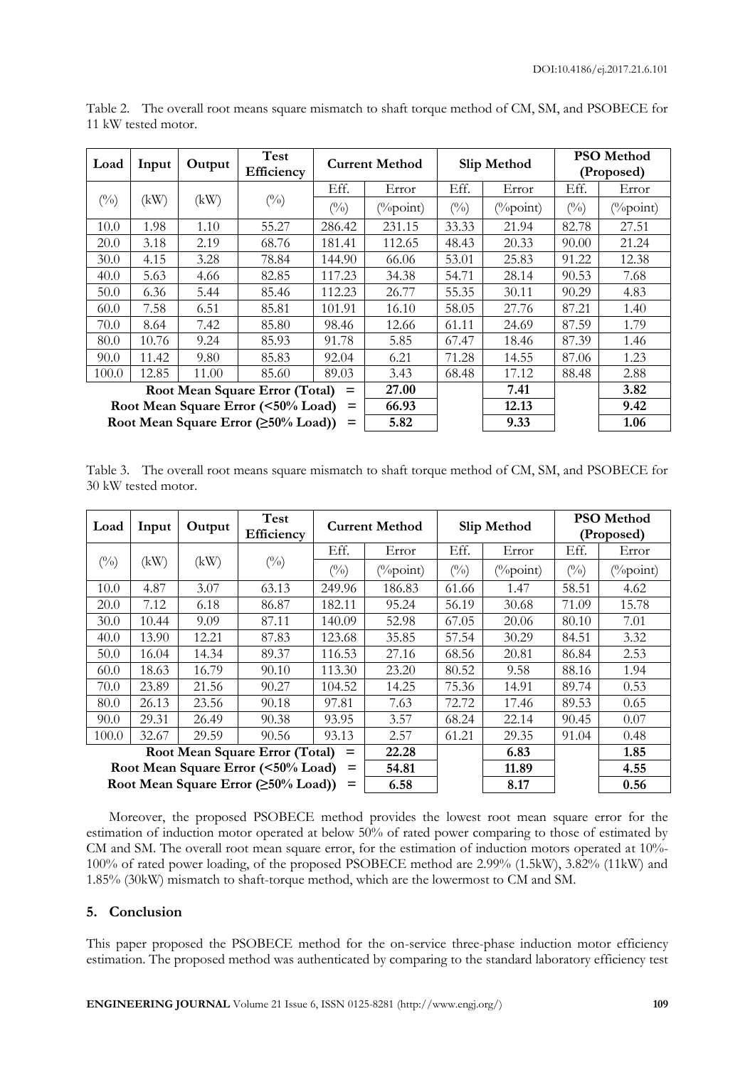Table 2. The overall root means square mismatch to shaft torque method of CM, SM, and PSOBECE for 11 kW tested motor.

| Load | Input | Output | Test Efficiency | Current Method | | Slip Method | | PSO Method (Proposed) | |
|---|---|---|---|---|---|---|---|---|---|
| (%) | (kW) | (kW) | (%) | Eff. (%) | Error (%point) | Eff. (%) | Error (%point) | Eff. (%) | Error (%point) |
| 10.0 | 1.98 | 1.10 | 55.27 | 286.42 | 231.15 | 33.33 | 21.94 | 82.78 | 27.51 |
| 20.0 | 3.18 | 2.19 | 68.76 | 181.41 | 112.65 | 48.43 | 20.33 | 90.00 | 21.24 |
| 30.0 | 4.15 | 3.28 | 78.84 | 144.90 | 66.06 | 53.01 | 25.83 | 91.22 | 12.38 |
| 40.0 | 5.63 | 4.66 | 82.85 | 117.23 | 34.38 | 54.71 | 28.14 | 90.53 | 7.68 |
| 50.0 | 6.36 | 5.44 | 85.46 | 112.23 | 26.77 | 55.35 | 30.11 | 90.29 | 4.83 |
| 60.0 | 7.58 | 6.51 | 85.81 | 101.91 | 16.10 | 58.05 | 27.76 | 87.21 | 1.40 |
| 70.0 | 8.64 | 7.42 | 85.80 | 98.46 | 12.66 | 61.11 | 24.69 | 87.59 | 1.79 |
| 80.0 | 10.76 | 9.24 | 85.93 | 91.78 | 5.85 | 67.47 | 18.46 | 87.39 | 1.46 |
| 90.0 | 11.42 | 9.80 | 85.83 | 92.04 | 6.21 | 71.28 | 14.55 | 87.06 | 1.23 |
| 100.0 | 12.85 | 11.00 | 85.60 | 89.03 | 3.43 | 68.48 | 17.12 | 88.48 | 2.88 |
| **Root Mean Square Error (Total) =** | | | | | **27.00** | | **7.41** | | **3.82** |
| **Root Mean Square Error (<50% Load) =** | | | | | **66.93** | | **12.13** | | **9.42** |
| **Root Mean Square Error (≥50% Load)) =** | | | | | **5.82** | | **9.33** | | **1.06** |

Table 3. The overall root means square mismatch to shaft torque method of CM, SM, and PSOBECE for 30 kW tested motor.

| Load | Input | Output | Test Efficiency | Current Method | | Slip Method | | PSO Method (Proposed) | |
|---|---|---|---|---|---|---|---|---|---|
| (%) | (kW) | (kW) | (%) | Eff. (%) | Error (%point) | Eff. (%) | Error (%point) | Eff. (%) | Error (%point) |
| 10.0 | 4.87 | 3.07 | 63.13 | 249.96 | 186.83 | 61.66 | 1.47 | 58.51 | 4.62 |
| 20.0 | 7.12 | 6.18 | 86.87 | 182.11 | 95.24 | 56.19 | 30.68 | 71.09 | 15.78 |
| 30.0 | 10.44 | 9.09 | 87.11 | 140.09 | 52.98 | 67.05 | 20.06 | 80.10 | 7.01 |
| 40.0 | 13.90 | 12.21 | 87.83 | 123.68 | 35.85 | 57.54 | 30.29 | 84.51 | 3.32 |
| 50.0 | 16.04 | 14.34 | 89.37 | 116.53 | 27.16 | 68.56 | 20.81 | 86.84 | 2.53 |
| 60.0 | 18.63 | 16.79 | 90.10 | 113.30 | 23.20 | 80.52 | 9.58 | 88.16 | 1.94 |
| 70.0 | 23.89 | 21.56 | 90.27 | 104.52 | 14.25 | 75.36 | 14.91 | 89.74 | 0.53 |
| 80.0 | 26.13 | 23.56 | 90.18 | 97.81 | 7.63 | 72.72 | 17.46 | 89.53 | 0.65 |
| 90.0 | 29.31 | 26.49 | 90.38 | 93.95 | 3.57 | 68.24 | 22.14 | 90.45 | 0.07 |
| 100.0 | 32.67 | 29.59 | 90.56 | 93.13 | 2.57 | 61.21 | 29.35 | 91.04 | 0.48 |
| **Root Mean Square Error (Total) =** | | | | | **22.28** | | **6.83** | | **1.85** |
| **Root Mean Square Error (<50% Load) =** | | | | | **54.81** | | **11.89** | | **4.55** |
| **Root Mean Square Error (≥50% Load)) =** | | | | | **6.58** | | **8.17** | | **0.56** |

Moreover, the proposed PSOBECE method provides the lowest root mean square error for the estimation of induction motor operated at below 50% of rated power comparing to those of estimated by CM and SM. The overall root mean square error, for the estimation of induction motors operated at 10%-100% of rated power loading, of the proposed PSOBECE method are 2.99% (1.5kW), 3.82% (11kW) and 1.85% (30kW) mismatch to shaft-torque method, which are the lowermost to CM and SM.

## 5. Conclusion

This paper proposed the PSOBECE method for the on-service three-phase induction motor efficiency estimation. The proposed method was authenticated by comparing to the standard laboratory efficiency test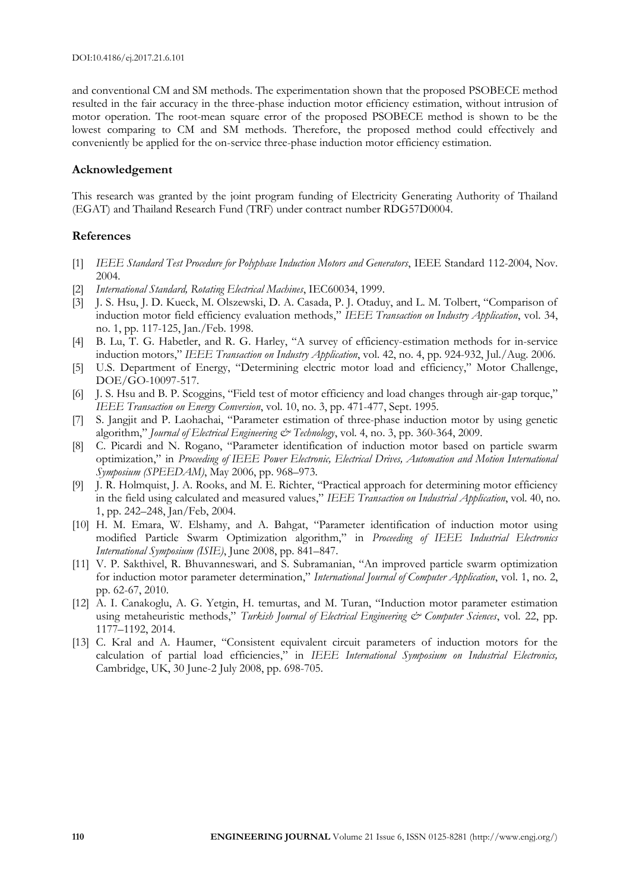and conventional CM and SM methods. The experimentation shown that the proposed PSOBECE method resulted in the fair accuracy in the three-phase induction motor efficiency estimation, without intrusion of motor operation. The root-mean square error of the proposed PSOBECE method is shown to be the lowest comparing to CM and SM methods. Therefore, the proposed method could effectively and conveniently be applied for the on-service three-phase induction motor efficiency estimation.

## Acknowledgement

This research was granted by the joint program funding of Electricity Generating Authority of Thailand (EGAT) and Thailand Research Fund (TRF) under contract number RDG57D0004.

## References

[1] *IEEE Standard Test Procedure for Polyphase Induction Motors and Generators*, IEEE Standard 112-2004, Nov. 2004.

[2] *International Standard, Rotating Electrical Machines*, IEC60034, 1999.

[3] J. S. Hsu, J. D. Kueck, M. Olszewski, D. A. Casada, P. J. Otaduy, and L. M. Tolbert, "Comparison of induction motor field efficiency evaluation methods," *IEEE Transaction on Industry Application*, vol. 34, no. 1, pp. 117-125, Jan./Feb. 1998.

[4] B. Lu, T. G. Habetler, and R. G. Harley, "A survey of efficiency-estimation methods for in-service induction motors," *IEEE Transaction on Industry Application*, vol. 42, no. 4, pp. 924-932, Jul./Aug. 2006.

[5] U.S. Department of Energy, "Determining electric motor load and efficiency," Motor Challenge, DOE/GO-10097-517.

[6] J. S. Hsu and B. P. Scoggins, "Field test of motor efficiency and load changes through air-gap torque," *IEEE Transaction on Energy Conversion*, vol. 10, no. 3, pp. 471-477, Sept. 1995.

[7] S. Jangjit and P. Laohachai, "Parameter estimation of three-phase induction motor by using genetic algorithm," *Journal of Electrical Engineering & Technology*, vol. 4, no. 3, pp. 360-364, 2009.

[8] C. Picardi and N. Rogano, "Parameter identification of induction motor based on particle swarm optimization," in *Proceeding of IEEE Power Electronic, Electrical Drives, Automation and Motion International Symposium (SPEEDAM)*, May 2006, pp. 968–973.

[9] J. R. Holmquist, J. A. Rooks, and M. E. Richter, "Practical approach for determining motor efficiency in the field using calculated and measured values," *IEEE Transaction on Industrial Application*, vol. 40, no. 1, pp. 242–248, Jan/Feb, 2004.

[10] H. M. Emara, W. Elshamy, and A. Bahgat, "Parameter identification of induction motor using modified Particle Swarm Optimization algorithm," in *Proceeding of IEEE Industrial Electronics International Symposium (ISIE)*, June 2008, pp. 841–847.

[11] V. P. Sakthivel, R. Bhuvanneswari, and S. Subramanian, "An improved particle swarm optimization for induction motor parameter determination," *International Journal of Computer Application*, vol. 1, no. 2, pp. 62-67, 2010.

[12] A. I. Canakoglu, A. G. Yetgin, H. temurtas, and M. Turan, "Induction motor parameter estimation using metaheuristic methods," *Turkish Journal of Electrical Engineering & Computer Sciences*, vol. 22, pp. 1177–1192, 2014.

[13] C. Kral and A. Haumer, "Consistent equivalent circuit parameters of induction motors for the calculation of partial load efficiencies," in *IEEE International Symposium on Industrial Electronics,* Cambridge, UK, 30 June-2 July 2008, pp. 698-705.